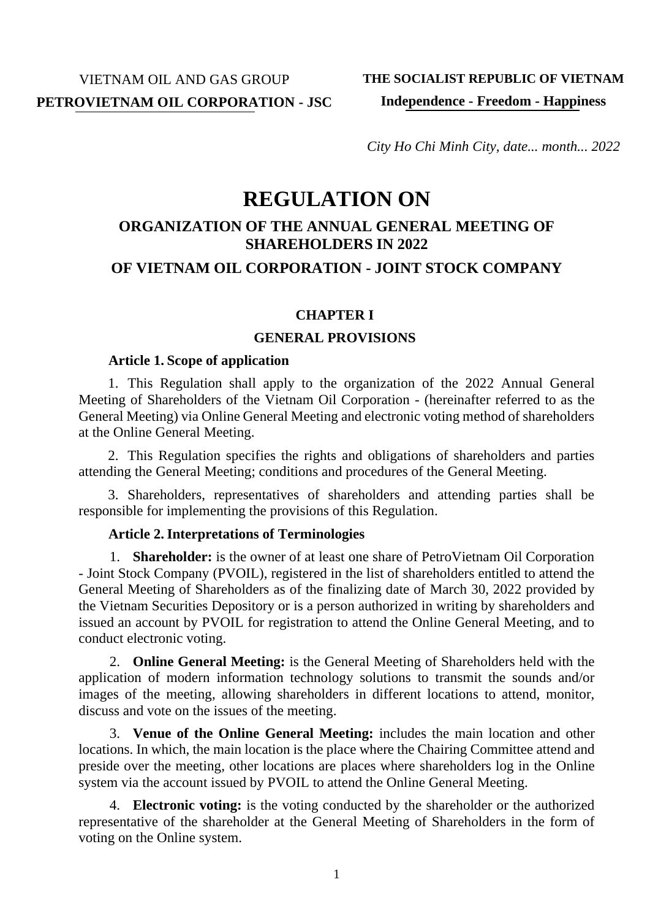VIETNAM OIL AND GAS GROUP

**PETROVIETNAM OIL CORPORATION - JSC**

**THE SOCIALIST REPUBLIC OF VIETNAM**

**Independence - Freedom - Happiness**

*City Ho Chi Minh City, date... month... 2022*

# REGULATION ON

## ORGANIZATION OF THE ANNUAL GENERAL MEETING OF SHAREHOLDERS IN 2022

## OF VIETNAM OIL CORPORATION - JOINT STOCK COMPANY

### CHAPTER I

### GENERAL PROVISIONS

**Article 1. Scope of application**

1. This Regulation shall apply to the organization of the 2022 Annual General Meeting of Shareholders of the Vietnam Oil Corporation - (hereinafter referred to as the General Meeting) via Online General Meeting and electronic voting method of shareholders at the Online General Meeting.

2. This Regulation specifies the rights and obligations of shareholders and parties attending the General Meeting; conditions and procedures of the General Meeting.

3. Shareholders, representatives of shareholders and attending parties shall be responsible for implementing the provisions of this Regulation.

**Article 2. Interpretations of Terminologies**

1. **Shareholder:** is the owner of at least one share of PetroVietnam Oil Corporation - Joint Stock Company (PVOIL), registered in the list of shareholders entitled to attend the General Meeting of Shareholders as of the finalizing date of March 30, 2022 provided by the Vietnam Securities Depository or is a person authorized in writing by shareholders and issued an account by PVOIL for registration to attend the Online General Meeting, and to conduct electronic voting.

2. **Online General Meeting:** is the General Meeting of Shareholders held with the application of modern information technology solutions to transmit the sounds and/or images of the meeting, allowing shareholders in different locations to attend, monitor, discuss and vote on the issues of the meeting.

3. **Venue of the Online General Meeting:** includes the main location and other locations. In which, the main location is the place where the Chairing Committee attend and preside over the meeting, other locations are places where shareholders log in the Online system via the account issued by PVOIL to attend the Online General Meeting.

4. **Electronic voting:** is the voting conducted by the shareholder or the authorized representative of the shareholder at the General Meeting of Shareholders in the form of voting on the Online system.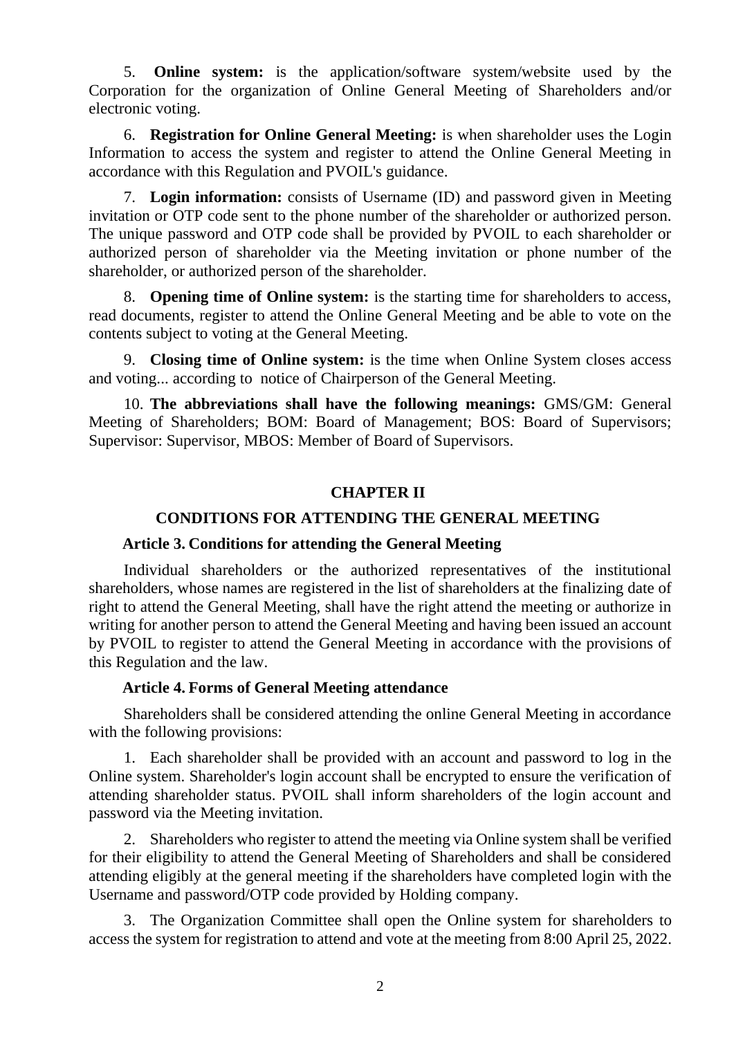5. **Online system:** is the application/software system/website used by the Corporation for the organization of Online General Meeting of Shareholders and/or electronic voting.

6. **Registration for Online General Meeting:** is when shareholder uses the Login Information to access the system and register to attend the Online General Meeting in accordance with this Regulation and PVOIL's guidance.

7. **Login information:** consists of Username (ID) and password given in Meeting invitation or OTP code sent to the phone number of the shareholder or authorized person. The unique password and OTP code shall be provided by PVOIL to each shareholder or authorized person of shareholder via the Meeting invitation or phone number of the shareholder, or authorized person of the shareholder.

8. **Opening time of Online system:** is the starting time for shareholders to access, read documents, register to attend the Online General Meeting and be able to vote on the contents subject to voting at the General Meeting.

9. **Closing time of Online system:** is the time when Online System closes access and voting... according to notice of Chairperson of the General Meeting.

10. **The abbreviations shall have the following meanings:** GMS/GM: General Meeting of Shareholders; BOM: Board of Management; BOS: Board of Supervisors; Supervisor: Supervisor, MBOS: Member of Board of Supervisors.

## CHAPTER II

## CONDITIONS FOR ATTENDING THE GENERAL MEETING

### Article 3. Conditions for attending the General Meeting

Individual shareholders or the authorized representatives of the institutional shareholders, whose names are registered in the list of shareholders at the finalizing date of right to attend the General Meeting, shall have the right attend the meeting or authorize in writing for another person to attend the General Meeting and having been issued an account by PVOIL to register to attend the General Meeting in accordance with the provisions of this Regulation and the law.

### Article 4. Forms of General Meeting attendance

Shareholders shall be considered attending the online General Meeting in accordance with the following provisions:

1. Each shareholder shall be provided with an account and password to log in the Online system. Shareholder's login account shall be encrypted to ensure the verification of attending shareholder status. PVOIL shall inform shareholders of the login account and password via the Meeting invitation.

2. Shareholders who register to attend the meeting via Online system shall be verified for their eligibility to attend the General Meeting of Shareholders and shall be considered attending eligibly at the general meeting if the shareholders have completed login with the Username and password/OTP code provided by Holding company.

3. The Organization Committee shall open the Online system for shareholders to access the system for registration to attend and vote at the meeting from 8:00 April 25, 2022.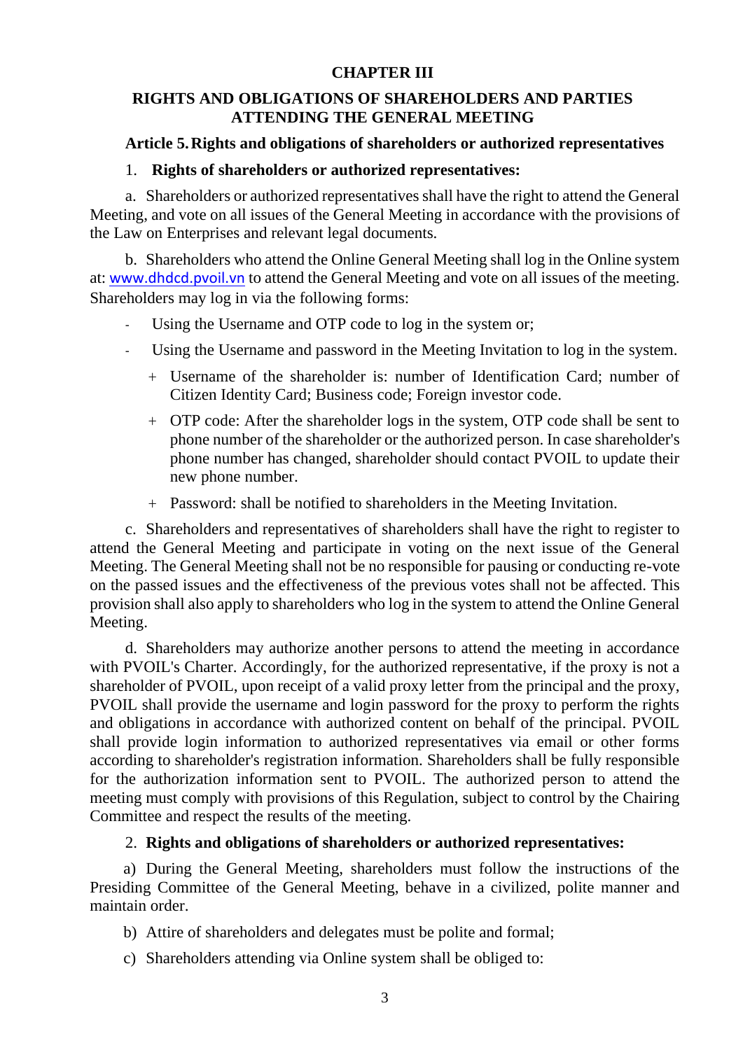# CHAPTER III

## RIGHTS AND OBLIGATIONS OF SHAREHOLDERS AND PARTIES ATTENDING THE GENERAL MEETING

### Article 5. Rights and obligations of shareholders or authorized representatives

1. **Rights of shareholders or authorized representatives:**

a. Shareholders or authorized representatives shall have the right to attend the General Meeting, and vote on all issues of the General Meeting in accordance with the provisions of the Law on Enterprises and relevant legal documents.

b. Shareholders who attend the Online General Meeting shall log in the Online system at: www.dhdcd.pvoil.vn to attend the General Meeting and vote on all issues of the meeting. Shareholders may log in via the following forms:

- Using the Username and OTP code to log in the system or;
- Using the Username and password in the Meeting Invitation to log in the system.
  - + Username of the shareholder is: number of Identification Card; number of Citizen Identity Card; Business code; Foreign investor code.
  - + OTP code: After the shareholder logs in the system, OTP code shall be sent to phone number of the shareholder or the authorized person. In case shareholder's phone number has changed, shareholder should contact PVOIL to update their new phone number.
  - + Password: shall be notified to shareholders in the Meeting Invitation.

c. Shareholders and representatives of shareholders shall have the right to register to attend the General Meeting and participate in voting on the next issue of the General Meeting. The General Meeting shall not be no responsible for pausing or conducting re-vote on the passed issues and the effectiveness of the previous votes shall not be affected. This provision shall also apply to shareholders who log in the system to attend the Online General Meeting.

d. Shareholders may authorize another persons to attend the meeting in accordance with PVOIL's Charter. Accordingly, for the authorized representative, if the proxy is not a shareholder of PVOIL, upon receipt of a valid proxy letter from the principal and the proxy, PVOIL shall provide the username and login password for the proxy to perform the rights and obligations in accordance with authorized content on behalf of the principal. PVOIL shall provide login information to authorized representatives via email or other forms according to shareholder's registration information. Shareholders shall be fully responsible for the authorization information sent to PVOIL. The authorized person to attend the meeting must comply with provisions of this Regulation, subject to control by the Chairing Committee and respect the results of the meeting.

2. **Rights and obligations of shareholders or authorized representatives:**

a) During the General Meeting, shareholders must follow the instructions of the Presiding Committee of the General Meeting, behave in a civilized, polite manner and maintain order.

b) Attire of shareholders and delegates must be polite and formal;

c) Shareholders attending via Online system shall be obliged to: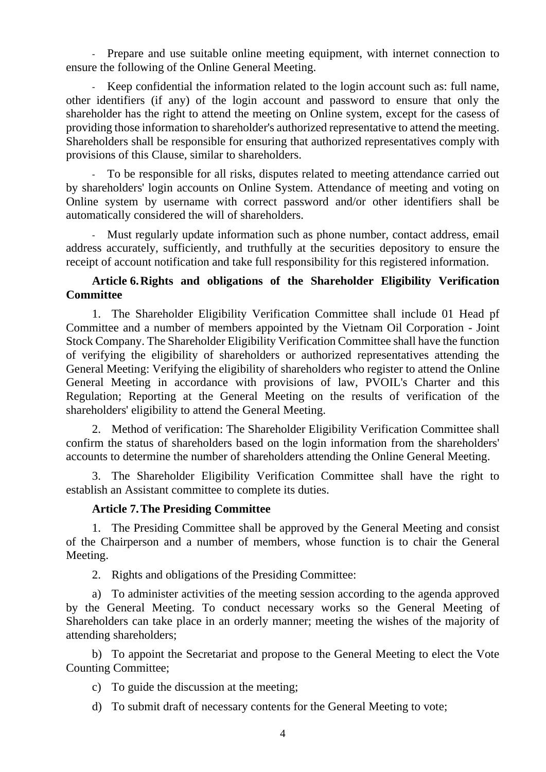- Prepare and use suitable online meeting equipment, with internet connection to ensure the following of the Online General Meeting.

- Keep confidential the information related to the login account such as: full name, other identifiers (if any) of the login account and password to ensure that only the shareholder has the right to attend the meeting on Online system, except for the casess of providing those information to shareholder's authorized representative to attend the meeting. Shareholders shall be responsible for ensuring that authorized representatives comply with provisions of this Clause, similar to shareholders.

- To be responsible for all risks, disputes related to meeting attendance carried out by shareholders' login accounts on Online System. Attendance of meeting and voting on Online system by username with correct password and/or other identifiers shall be automatically considered the will of shareholders.

- Must regularly update information such as phone number, contact address, email address accurately, sufficiently, and truthfully at the securities depository to ensure the receipt of account notification and take full responsibility for this registered information.

**Article 6. Rights and obligations of the Shareholder Eligibility Verification Committee**

1. The Shareholder Eligibility Verification Committee shall include 01 Head pf Committee and a number of members appointed by the Vietnam Oil Corporation - Joint Stock Company. The Shareholder Eligibility Verification Committee shall have the function of verifying the eligibility of shareholders or authorized representatives attending the General Meeting: Verifying the eligibility of shareholders who register to attend the Online General Meeting in accordance with provisions of law, PVOIL's Charter and this Regulation; Reporting at the General Meeting on the results of verification of the shareholders' eligibility to attend the General Meeting.

2. Method of verification: The Shareholder Eligibility Verification Committee shall confirm the status of shareholders based on the login information from the shareholders' accounts to determine the number of shareholders attending the Online General Meeting.

3. The Shareholder Eligibility Verification Committee shall have the right to establish an Assistant committee to complete its duties.

**Article 7. The Presiding Committee**

1. The Presiding Committee shall be approved by the General Meeting and consist of the Chairperson and a number of members, whose function is to chair the General Meeting.

2. Rights and obligations of the Presiding Committee:

a) To administer activities of the meeting session according to the agenda approved by the General Meeting. To conduct necessary works so the General Meeting of Shareholders can take place in an orderly manner; meeting the wishes of the majority of attending shareholders;

b) To appoint the Secretariat and propose to the General Meeting to elect the Vote Counting Committee;

c) To guide the discussion at the meeting;

d) To submit draft of necessary contents for the General Meeting to vote;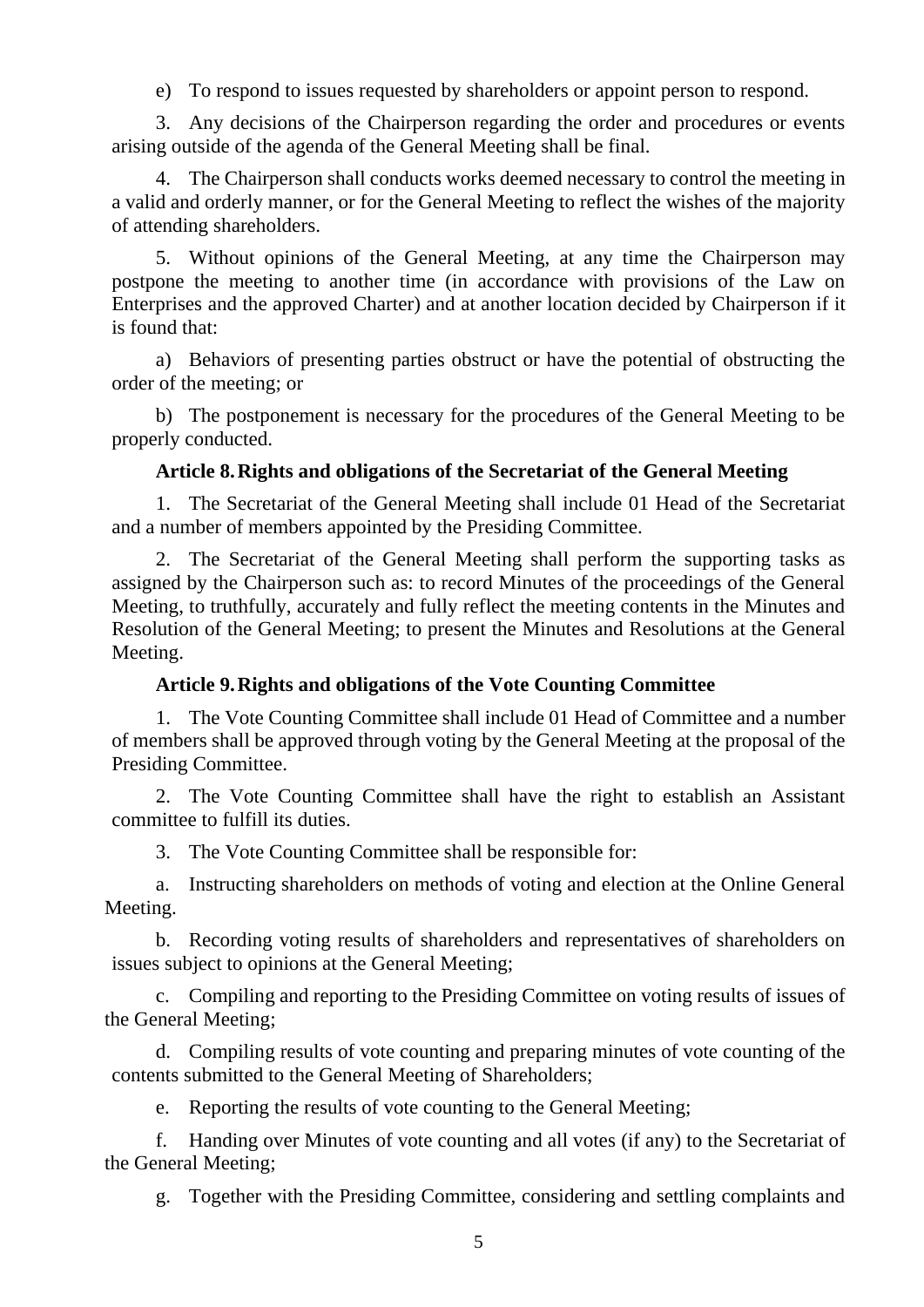e) To respond to issues requested by shareholders or appoint person to respond.

3. Any decisions of the Chairperson regarding the order and procedures or events arising outside of the agenda of the General Meeting shall be final.

4. The Chairperson shall conducts works deemed necessary to control the meeting in a valid and orderly manner, or for the General Meeting to reflect the wishes of the majority of attending shareholders.

5. Without opinions of the General Meeting, at any time the Chairperson may postpone the meeting to another time (in accordance with provisions of the Law on Enterprises and the approved Charter) and at another location decided by Chairperson if it is found that:

a) Behaviors of presenting parties obstruct or have the potential of obstructing the order of the meeting; or

b) The postponement is necessary for the procedures of the General Meeting to be properly conducted.

**Article 8. Rights and obligations of the Secretariat of the General Meeting**

1. The Secretariat of the General Meeting shall include 01 Head of the Secretariat and a number of members appointed by the Presiding Committee.

2. The Secretariat of the General Meeting shall perform the supporting tasks as assigned by the Chairperson such as: to record Minutes of the proceedings of the General Meeting, to truthfully, accurately and fully reflect the meeting contents in the Minutes and Resolution of the General Meeting; to present the Minutes and Resolutions at the General Meeting.

**Article 9. Rights and obligations of the Vote Counting Committee**

1. The Vote Counting Committee shall include 01 Head of Committee and a number of members shall be approved through voting by the General Meeting at the proposal of the Presiding Committee.

2. The Vote Counting Committee shall have the right to establish an Assistant committee to fulfill its duties.

3. The Vote Counting Committee shall be responsible for:

a. Instructing shareholders on methods of voting and election at the Online General Meeting.

b. Recording voting results of shareholders and representatives of shareholders on issues subject to opinions at the General Meeting;

c. Compiling and reporting to the Presiding Committee on voting results of issues of the General Meeting;

d. Compiling results of vote counting and preparing minutes of vote counting of the contents submitted to the General Meeting of Shareholders;

e. Reporting the results of vote counting to the General Meeting;

f. Handing over Minutes of vote counting and all votes (if any) to the Secretariat of the General Meeting;

g. Together with the Presiding Committee, considering and settling complaints and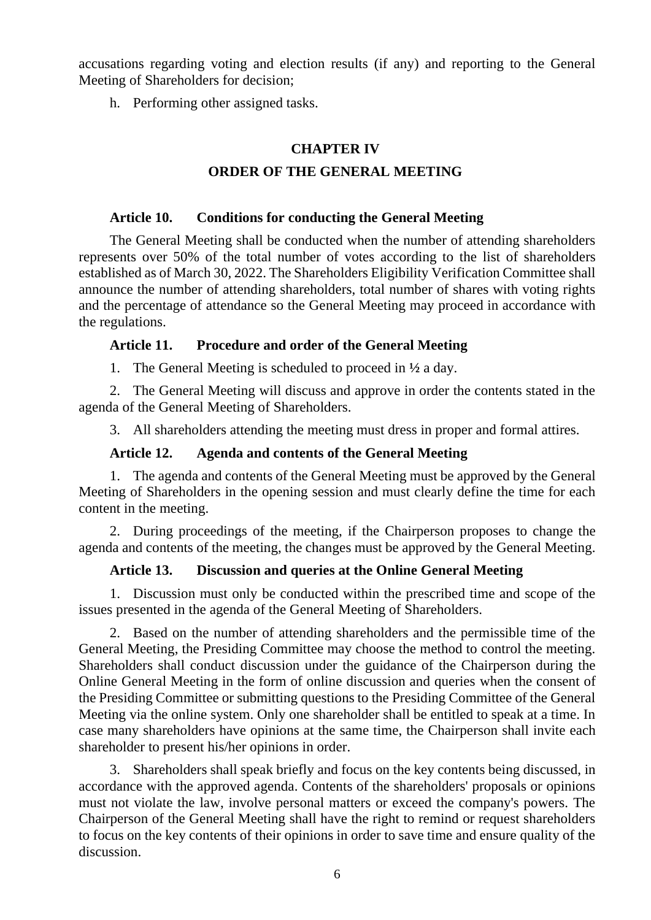accusations regarding voting and election results (if any) and reporting to the General Meeting of Shareholders for decision;

h. Performing other assigned tasks.

## CHAPTER IV

## ORDER OF THE GENERAL MEETING

### Article 10. Conditions for conducting the General Meeting

The General Meeting shall be conducted when the number of attending shareholders represents over 50% of the total number of votes according to the list of shareholders established as of March 30, 2022. The Shareholders Eligibility Verification Committee shall announce the number of attending shareholders, total number of shares with voting rights and the percentage of attendance so the General Meeting may proceed in accordance with the regulations.

### Article 11. Procedure and order of the General Meeting

1. The General Meeting is scheduled to proceed in ½ a day.

2. The General Meeting will discuss and approve in order the contents stated in the agenda of the General Meeting of Shareholders.

3. All shareholders attending the meeting must dress in proper and formal attires.

### Article 12. Agenda and contents of the General Meeting

1. The agenda and contents of the General Meeting must be approved by the General Meeting of Shareholders in the opening session and must clearly define the time for each content in the meeting.

2. During proceedings of the meeting, if the Chairperson proposes to change the agenda and contents of the meeting, the changes must be approved by the General Meeting.

### Article 13. Discussion and queries at the Online General Meeting

1. Discussion must only be conducted within the prescribed time and scope of the issues presented in the agenda of the General Meeting of Shareholders.

2. Based on the number of attending shareholders and the permissible time of the General Meeting, the Presiding Committee may choose the method to control the meeting. Shareholders shall conduct discussion under the guidance of the Chairperson during the Online General Meeting in the form of online discussion and queries when the consent of the Presiding Committee or submitting questions to the Presiding Committee of the General Meeting via the online system. Only one shareholder shall be entitled to speak at a time. In case many shareholders have opinions at the same time, the Chairperson shall invite each shareholder to present his/her opinions in order.

3. Shareholders shall speak briefly and focus on the key contents being discussed, in accordance with the approved agenda. Contents of the shareholders' proposals or opinions must not violate the law, involve personal matters or exceed the company's powers. The Chairperson of the General Meeting shall have the right to remind or request shareholders to focus on the key contents of their opinions in order to save time and ensure quality of the discussion.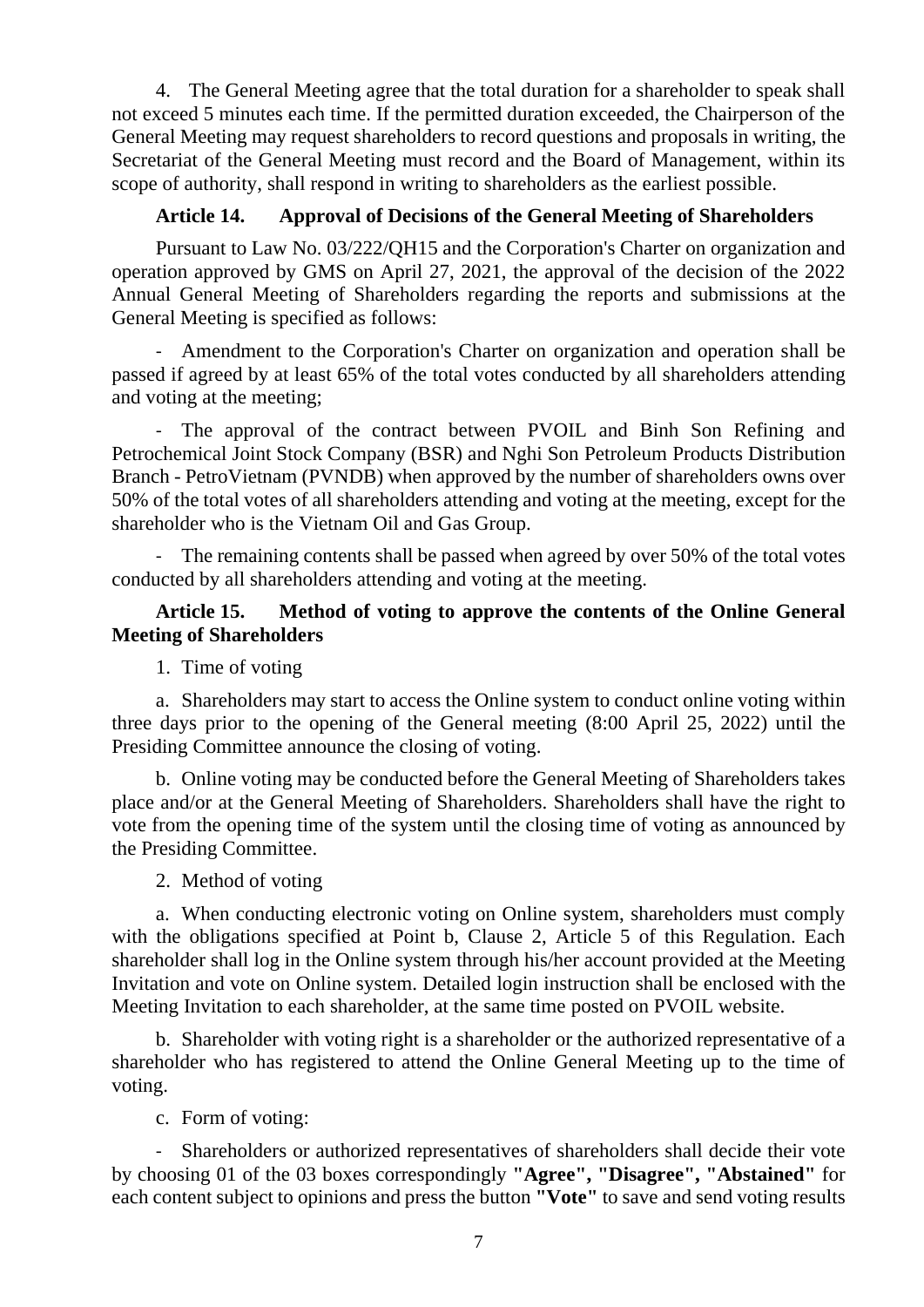4. The General Meeting agree that the total duration for a shareholder to speak shall not exceed 5 minutes each time. If the permitted duration exceeded, the Chairperson of the General Meeting may request shareholders to record questions and proposals in writing, the Secretariat of the General Meeting must record and the Board of Management, within its scope of authority, shall respond in writing to shareholders as the earliest possible.

### Article 14. Approval of Decisions of the General Meeting of Shareholders

Pursuant to Law No. 03/222/QH15 and the Corporation's Charter on organization and operation approved by GMS on April 27, 2021, the approval of the decision of the 2022 Annual General Meeting of Shareholders regarding the reports and submissions at the General Meeting is specified as follows:

- Amendment to the Corporation's Charter on organization and operation shall be passed if agreed by at least 65% of the total votes conducted by all shareholders attending and voting at the meeting;
- The approval of the contract between PVOIL and Binh Son Refining and Petrochemical Joint Stock Company (BSR) and Nghi Son Petroleum Products Distribution Branch - PetroVietnam (PVNDB) when approved by the number of shareholders owns over 50% of the total votes of all shareholders attending and voting at the meeting, except for the shareholder who is the Vietnam Oil and Gas Group.
- The remaining contents shall be passed when agreed by over 50% of the total votes conducted by all shareholders attending and voting at the meeting.

### Article 15. Method of voting to approve the contents of the Online General Meeting of Shareholders

1. Time of voting

a. Shareholders may start to access the Online system to conduct online voting within three days prior to the opening of the General meeting (8:00 April 25, 2022) until the Presiding Committee announce the closing of voting.

b. Online voting may be conducted before the General Meeting of Shareholders takes place and/or at the General Meeting of Shareholders. Shareholders shall have the right to vote from the opening time of the system until the closing time of voting as announced by the Presiding Committee.

2. Method of voting

a. When conducting electronic voting on Online system, shareholders must comply with the obligations specified at Point b, Clause 2, Article 5 of this Regulation. Each shareholder shall log in the Online system through his/her account provided at the Meeting Invitation and vote on Online system. Detailed login instruction shall be enclosed with the Meeting Invitation to each shareholder, at the same time posted on PVOIL website.

b. Shareholder with voting right is a shareholder or the authorized representative of a shareholder who has registered to attend the Online General Meeting up to the time of voting.

c. Form of voting:

- Shareholders or authorized representatives of shareholders shall decide their vote by choosing 01 of the 03 boxes correspondingly **"Agree", "Disagree", "Abstained"** for each content subject to opinions and press the button **"Vote"** to save and send voting results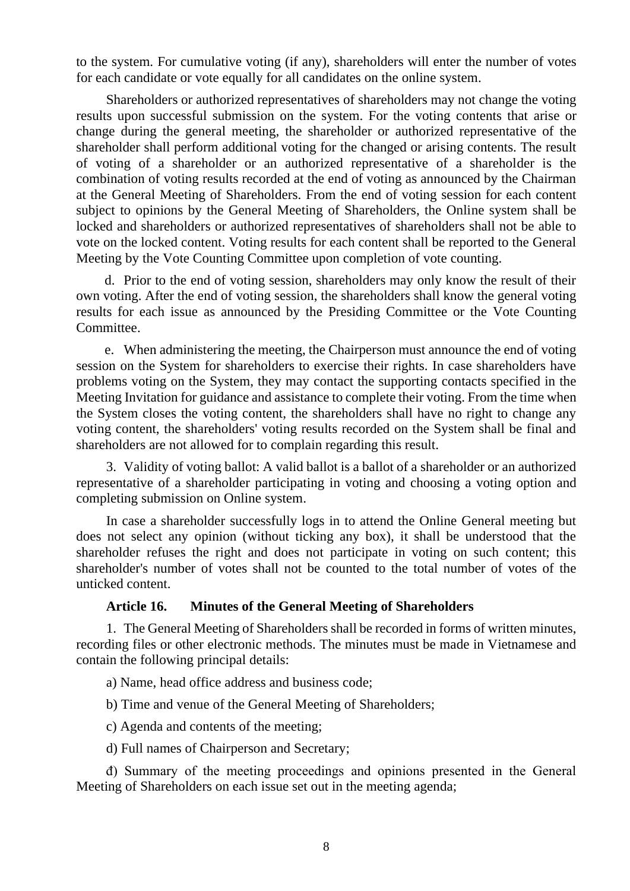to the system. For cumulative voting (if any), shareholders will enter the number of votes for each candidate or vote equally for all candidates on the online system.

Shareholders or authorized representatives of shareholders may not change the voting results upon successful submission on the system. For the voting contents that arise or change during the general meeting, the shareholder or authorized representative of the shareholder shall perform additional voting for the changed or arising contents. The result of voting of a shareholder or an authorized representative of a shareholder is the combination of voting results recorded at the end of voting as announced by the Chairman at the General Meeting of Shareholders. From the end of voting session for each content subject to opinions by the General Meeting of Shareholders, the Online system shall be locked and shareholders or authorized representatives of shareholders shall not be able to vote on the locked content. Voting results for each content shall be reported to the General Meeting by the Vote Counting Committee upon completion of vote counting.

d. Prior to the end of voting session, shareholders may only know the result of their own voting. After the end of voting session, the shareholders shall know the general voting results for each issue as announced by the Presiding Committee or the Vote Counting Committee.

e. When administering the meeting, the Chairperson must announce the end of voting session on the System for shareholders to exercise their rights. In case shareholders have problems voting on the System, they may contact the supporting contacts specified in the Meeting Invitation for guidance and assistance to complete their voting. From the time when the System closes the voting content, the shareholders shall have no right to change any voting content, the shareholders' voting results recorded on the System shall be final and shareholders are not allowed for to complain regarding this result.

3. Validity of voting ballot: A valid ballot is a ballot of a shareholder or an authorized representative of a shareholder participating in voting and choosing a voting option and completing submission on Online system.

In case a shareholder successfully logs in to attend the Online General meeting but does not select any opinion (without ticking any box), it shall be understood that the shareholder refuses the right and does not participate in voting on such content; this shareholder's number of votes shall not be counted to the total number of votes of the unticked content.

**Article 16. Minutes of the General Meeting of Shareholders**

1. The General Meeting of Shareholders shall be recorded in forms of written minutes, recording files or other electronic methods. The minutes must be made in Vietnamese and contain the following principal details:

a) Name, head office address and business code;

b) Time and venue of the General Meeting of Shareholders;

c) Agenda and contents of the meeting;

d) Full names of Chairperson and Secretary;

đ) Summary of the meeting proceedings and opinions presented in the General Meeting of Shareholders on each issue set out in the meeting agenda;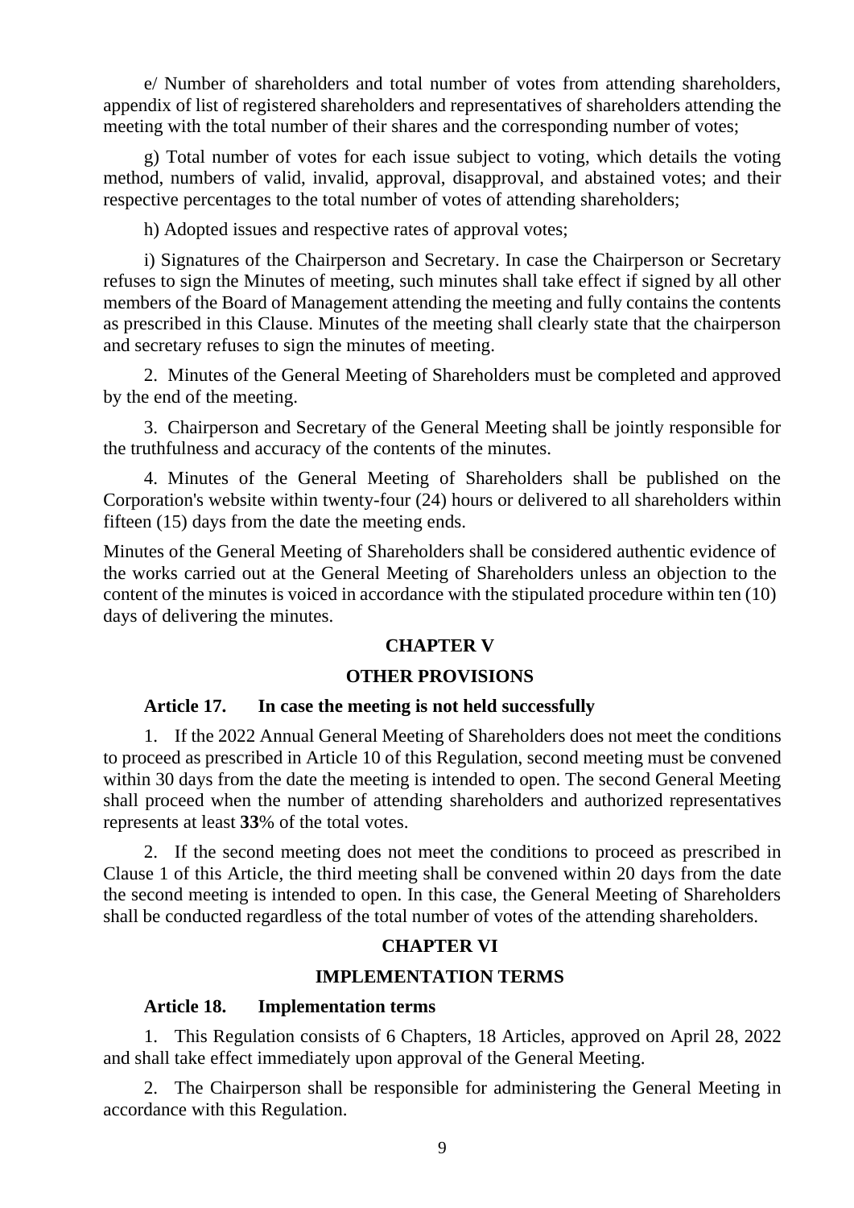e/ Number of shareholders and total number of votes from attending shareholders, appendix of list of registered shareholders and representatives of shareholders attending the meeting with the total number of their shares and the corresponding number of votes;

g) Total number of votes for each issue subject to voting, which details the voting method, numbers of valid, invalid, approval, disapproval, and abstained votes; and their respective percentages to the total number of votes of attending shareholders;

h) Adopted issues and respective rates of approval votes;

i) Signatures of the Chairperson and Secretary. In case the Chairperson or Secretary refuses to sign the Minutes of meeting, such minutes shall take effect if signed by all other members of the Board of Management attending the meeting and fully contains the contents as prescribed in this Clause. Minutes of the meeting shall clearly state that the chairperson and secretary refuses to sign the minutes of meeting.

2. Minutes of the General Meeting of Shareholders must be completed and approved by the end of the meeting.

3. Chairperson and Secretary of the General Meeting shall be jointly responsible for the truthfulness and accuracy of the contents of the minutes.

4. Minutes of the General Meeting of Shareholders shall be published on the Corporation's website within twenty-four (24) hours or delivered to all shareholders within fifteen (15) days from the date the meeting ends.

Minutes of the General Meeting of Shareholders shall be considered authentic evidence of the works carried out at the General Meeting of Shareholders unless an objection to the content of the minutes is voiced in accordance with the stipulated procedure within ten (10) days of delivering the minutes.

## CHAPTER V

## OTHER PROVISIONS

### Article 17. In case the meeting is not held successfully

1. If the 2022 Annual General Meeting of Shareholders does not meet the conditions to proceed as prescribed in Article 10 of this Regulation, second meeting must be convened within 30 days from the date the meeting is intended to open. The second General Meeting shall proceed when the number of attending shareholders and authorized representatives represents at least **33**% of the total votes.

2. If the second meeting does not meet the conditions to proceed as prescribed in Clause 1 of this Article, the third meeting shall be convened within 20 days from the date the second meeting is intended to open. In this case, the General Meeting of Shareholders shall be conducted regardless of the total number of votes of the attending shareholders.

## CHAPTER VI

## IMPLEMENTATION TERMS

### Article 18. Implementation terms

1. This Regulation consists of 6 Chapters, 18 Articles, approved on April 28, 2022 and shall take effect immediately upon approval of the General Meeting.

2. The Chairperson shall be responsible for administering the General Meeting in accordance with this Regulation.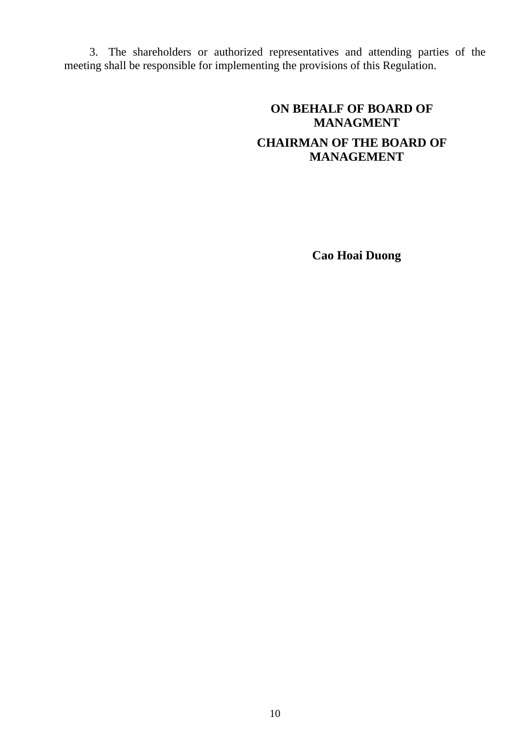3. The shareholders or authorized representatives and attending parties of the meeting shall be responsible for implementing the provisions of this Regulation.

**ON BEHALF OF BOARD OF MANAGMENT**

**CHAIRMAN OF THE BOARD OF MANAGEMENT**

**Cao Hoai Duong**